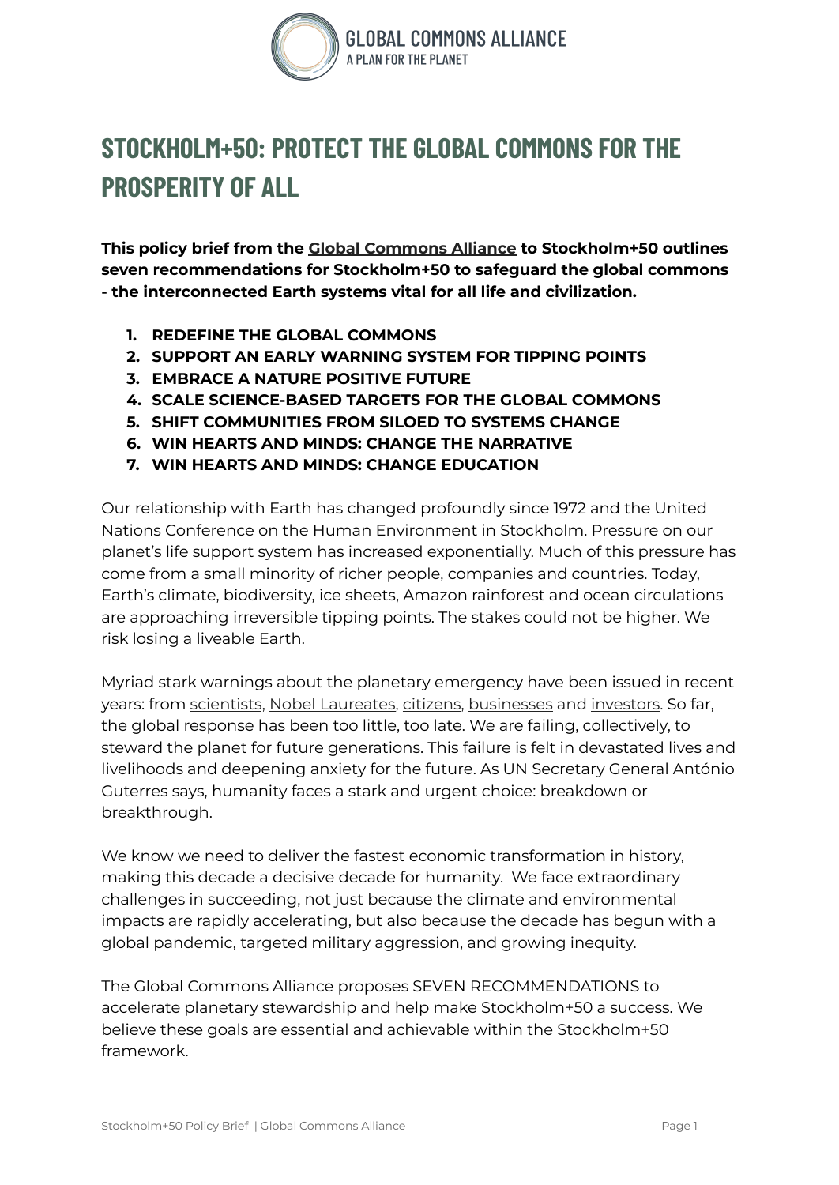# STOCKHOLM+50: PROTECT THE GLOBAL COMMONS FOR THE PROSPERITY OF ALL

**This policy brief from the Global Commons Alliance to Stockholm+50 outlines seven recommendations for Stockholm+50 to safeguard the global commons - the interconnected Earth systems vital for all life and civilization.**

1. **REDEFINE THE GLOBAL COMMONS**
2. **SUPPORT AN EARLY WARNING SYSTEM FOR TIPPING POINTS**
3. **EMBRACE A NATURE POSITIVE FUTURE**
4. **SCALE SCIENCE-BASED TARGETS FOR THE GLOBAL COMMONS**
5. **SHIFT COMMUNITIES FROM SILOED TO SYSTEMS CHANGE**
6. **WIN HEARTS AND MINDS: CHANGE THE NARRATIVE**
7. **WIN HEARTS AND MINDS: CHANGE EDUCATION**

Our relationship with Earth has changed profoundly since 1972 and the United Nations Conference on the Human Environment in Stockholm. Pressure on our planet's life support system has increased exponentially. Much of this pressure has come from a small minority of richer people, companies and countries. Today, Earth's climate, biodiversity, ice sheets, Amazon rainforest and ocean circulations are approaching irreversible tipping points. The stakes could not be higher. We risk losing a liveable Earth.

Myriad stark warnings about the planetary emergency have been issued in recent years: from scientists, Nobel Laureates, citizens, businesses and investors. So far, the global response has been too little, too late. We are failing, collectively, to steward the planet for future generations. This failure is felt in devastated lives and livelihoods and deepening anxiety for the future. As UN Secretary General António Guterres says, humanity faces a stark and urgent choice: breakdown or breakthrough.

We know we need to deliver the fastest economic transformation in history, making this decade a decisive decade for humanity. We face extraordinary challenges in succeeding, not just because the climate and environmental impacts are rapidly accelerating, but also because the decade has begun with a global pandemic, targeted military aggression, and growing inequity.

The Global Commons Alliance proposes SEVEN RECOMMENDATIONS to accelerate planetary stewardship and help make Stockholm+50 a success. We believe these goals are essential and achievable within the Stockholm+50 framework.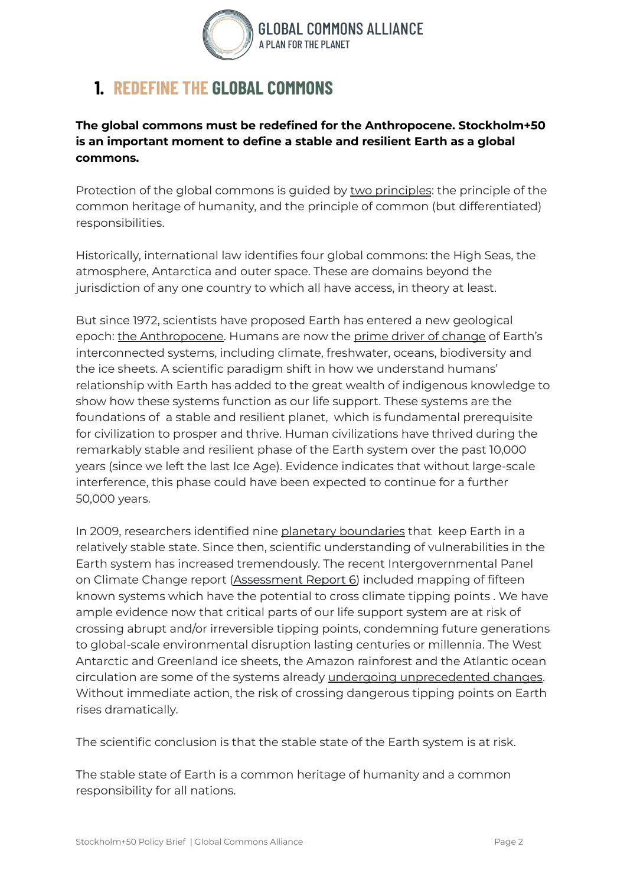# 1. REDEFINE THE GLOBAL COMMONS

**The global commons must be redefined for the Anthropocene. Stockholm+50 is an important moment to define a stable and resilient Earth as a global commons.**

Protection of the global commons is guided by two principles: the principle of the common heritage of humanity, and the principle of common (but differentiated) responsibilities.

Historically, international law identifies four global commons: the High Seas, the atmosphere, Antarctica and outer space. These are domains beyond the jurisdiction of any one country to which all have access, in theory at least.

But since 1972, scientists have proposed Earth has entered a new geological epoch: the Anthropocene. Humans are now the prime driver of change of Earth's interconnected systems, including climate, freshwater, oceans, biodiversity and the ice sheets. A scientific paradigm shift in how we understand humans' relationship with Earth has added to the great wealth of indigenous knowledge to show how these systems function as our life support. These systems are the foundations of a stable and resilient planet, which is fundamental prerequisite for civilization to prosper and thrive. Human civilizations have thrived during the remarkably stable and resilient phase of the Earth system over the past 10,000 years (since we left the last Ice Age). Evidence indicates that without large-scale interference, this phase could have been expected to continue for a further 50,000 years.

In 2009, researchers identified nine planetary boundaries that keep Earth in a relatively stable state. Since then, scientific understanding of vulnerabilities in the Earth system has increased tremendously. The recent Intergovernmental Panel on Climate Change report (Assessment Report 6) included mapping of fifteen known systems which have the potential to cross climate tipping points . We have ample evidence now that critical parts of our life support system are at risk of crossing abrupt and/or irreversible tipping points, condemning future generations to global-scale environmental disruption lasting centuries or millennia. The West Antarctic and Greenland ice sheets, the Amazon rainforest and the Atlantic ocean circulation are some of the systems already undergoing unprecedented changes. Without immediate action, the risk of crossing dangerous tipping points on Earth rises dramatically.

The scientific conclusion is that the stable state of the Earth system is at risk.

The stable state of Earth is a common heritage of humanity and a common responsibility for all nations.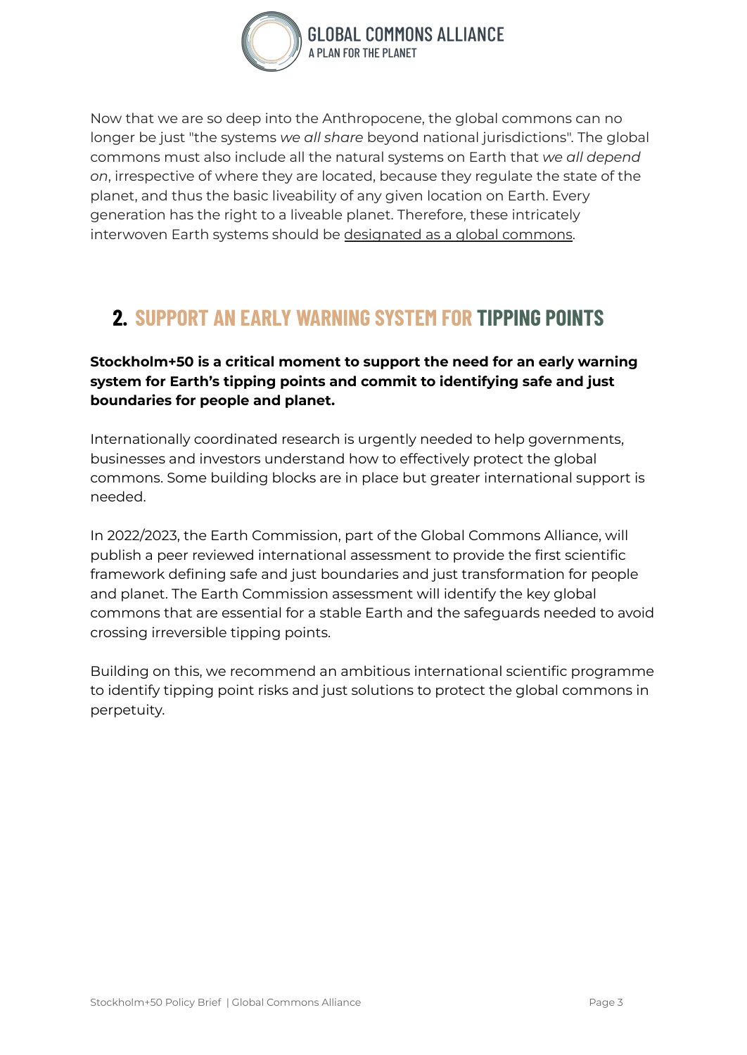Now that we are so deep into the Anthropocene, the global commons can no longer be just "the systems *we all share* beyond national jurisdictions". The global commons must also include all the natural systems on Earth that *we all depend on*, irrespective of where they are located, because they regulate the state of the planet, and thus the basic liveability of any given location on Earth. Every generation has the right to a liveable planet. Therefore, these intricately interwoven Earth systems should be designated as a global commons.

## 2. SUPPORT AN EARLY WARNING SYSTEM FOR TIPPING POINTS

**Stockholm+50 is a critical moment to support the need for an early warning system for Earth's tipping points and commit to identifying safe and just boundaries for people and planet.**

Internationally coordinated research is urgently needed to help governments, businesses and investors understand how to effectively protect the global commons. Some building blocks are in place but greater international support is needed.

In 2022/2023, the Earth Commission, part of the Global Commons Alliance, will publish a peer reviewed international assessment to provide the first scientific framework defining safe and just boundaries and just transformation for people and planet. The Earth Commission assessment will identify the key global commons that are essential for a stable Earth and the safeguards needed to avoid crossing irreversible tipping points.

Building on this, we recommend an ambitious international scientific programme to identify tipping point risks and just solutions to protect the global commons in perpetuity.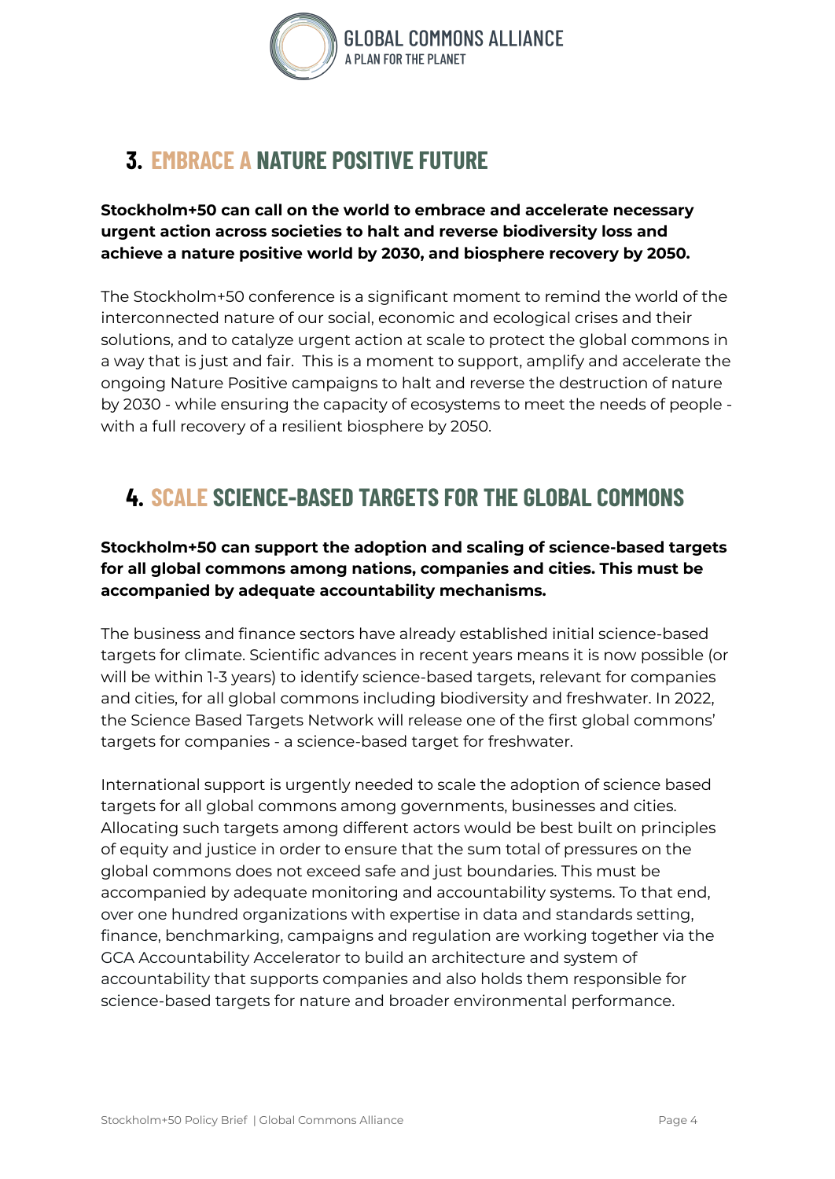## 3. EMBRACE A NATURE POSITIVE FUTURE

**Stockholm+50 can call on the world to embrace and accelerate necessary urgent action across societies to halt and reverse biodiversity loss and achieve a nature positive world by 2030, and biosphere recovery by 2050.**

The Stockholm+50 conference is a significant moment to remind the world of the interconnected nature of our social, economic and ecological crises and their solutions, and to catalyze urgent action at scale to protect the global commons in a way that is just and fair.  This is a moment to support, amplify and accelerate the ongoing Nature Positive campaigns to halt and reverse the destruction of nature by 2030 - while ensuring the capacity of ecosystems to meet the needs of people - with a full recovery of a resilient biosphere by 2050.

## 4. SCALE SCIENCE-BASED TARGETS FOR THE GLOBAL COMMONS

**Stockholm+50 can support the adoption and scaling of science-based targets for all global commons among nations, companies and cities. This must be accompanied by adequate accountability mechanisms.**

The business and finance sectors have already established initial science-based targets for climate. Scientific advances in recent years means it is now possible (or will be within 1-3 years) to identify science-based targets, relevant for companies and cities, for all global commons including biodiversity and freshwater. In 2022, the Science Based Targets Network will release one of the first global commons' targets for companies - a science-based target for freshwater.

International support is urgently needed to scale the adoption of science based targets for all global commons among governments, businesses and cities. Allocating such targets among different actors would be best built on principles of equity and justice in order to ensure that the sum total of pressures on the global commons does not exceed safe and just boundaries. This must be accompanied by adequate monitoring and accountability systems. To that end, over one hundred organizations with expertise in data and standards setting, finance, benchmarking, campaigns and regulation are working together via the GCA Accountability Accelerator to build an architecture and system of accountability that supports companies and also holds them responsible for science-based targets for nature and broader environmental performance.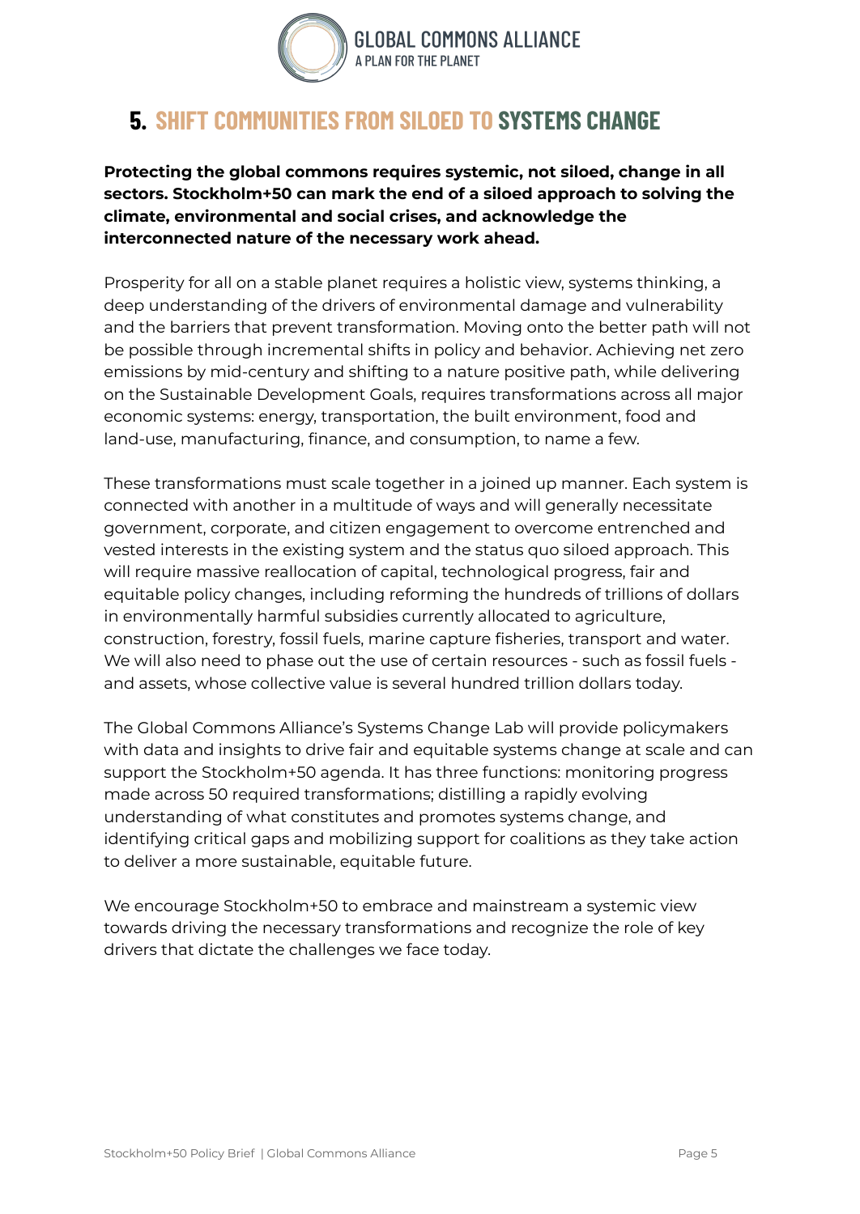## 5. SHIFT COMMUNITIES FROM SILOED TO SYSTEMS CHANGE

**Protecting the global commons requires systemic, not siloed, change in all sectors. Stockholm+50 can mark the end of a siloed approach to solving the climate, environmental and social crises, and acknowledge the interconnected nature of the necessary work ahead.**

Prosperity for all on a stable planet requires a holistic view, systems thinking, a deep understanding of the drivers of environmental damage and vulnerability and the barriers that prevent transformation. Moving onto the better path will not be possible through incremental shifts in policy and behavior. Achieving net zero emissions by mid-century and shifting to a nature positive path, while delivering on the Sustainable Development Goals, requires transformations across all major economic systems: energy, transportation, the built environment, food and land-use, manufacturing, finance, and consumption, to name a few.

These transformations must scale together in a joined up manner. Each system is connected with another in a multitude of ways and will generally necessitate government, corporate, and citizen engagement to overcome entrenched and vested interests in the existing system and the status quo siloed approach. This will require massive reallocation of capital, technological progress, fair and equitable policy changes, including reforming the hundreds of trillions of dollars in environmentally harmful subsidies currently allocated to agriculture, construction, forestry, fossil fuels, marine capture fisheries, transport and water. We will also need to phase out the use of certain resources - such as fossil fuels - and assets, whose collective value is several hundred trillion dollars today.

The Global Commons Alliance's Systems Change Lab will provide policymakers with data and insights to drive fair and equitable systems change at scale and can support the Stockholm+50 agenda. It has three functions: monitoring progress made across 50 required transformations; distilling a rapidly evolving understanding of what constitutes and promotes systems change, and identifying critical gaps and mobilizing support for coalitions as they take action to deliver a more sustainable, equitable future.

We encourage Stockholm+50 to embrace and mainstream a systemic view towards driving the necessary transformations and recognize the role of key drivers that dictate the challenges we face today.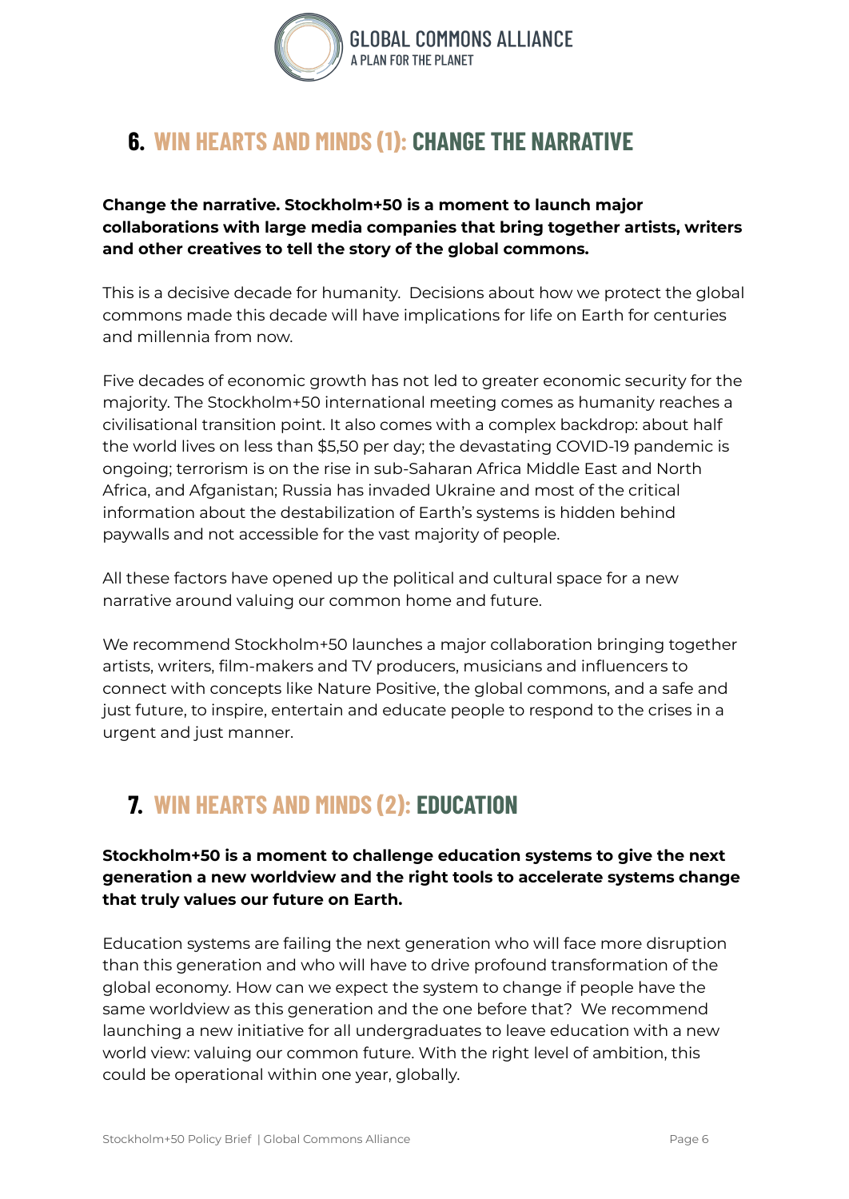## 6. WIN HEARTS AND MINDS (1): CHANGE THE NARRATIVE

**Change the narrative. Stockholm+50 is a moment to launch major collaborations with large media companies that bring together artists, writers and other creatives to tell the story of the global commons.**

This is a decisive decade for humanity. Decisions about how we protect the global commons made this decade will have implications for life on Earth for centuries and millennia from now.

Five decades of economic growth has not led to greater economic security for the majority. The Stockholm+50 international meeting comes as humanity reaches a civilisational transition point. It also comes with a complex backdrop: about half the world lives on less than $5,50 per day; the devastating COVID-19 pandemic is ongoing; terrorism is on the rise in sub-Saharan Africa Middle East and North Africa, and Afganistan; Russia has invaded Ukraine and most of the critical information about the destabilization of Earth's systems is hidden behind paywalls and not accessible for the vast majority of people.

All these factors have opened up the political and cultural space for a new narrative around valuing our common home and future.

We recommend Stockholm+50 launches a major collaboration bringing together artists, writers, film-makers and TV producers, musicians and influencers to connect with concepts like Nature Positive, the global commons, and a safe and just future, to inspire, entertain and educate people to respond to the crises in a urgent and just manner.

## 7. WIN HEARTS AND MINDS (2): EDUCATION

**Stockholm+50 is a moment to challenge education systems to give the next generation a new worldview and the right tools to accelerate systems change that truly values our future on Earth.**

Education systems are failing the next generation who will face more disruption than this generation and who will have to drive profound transformation of the global economy. How can we expect the system to change if people have the same worldview as this generation and the one before that? We recommend launching a new initiative for all undergraduates to leave education with a new world view: valuing our common future. With the right level of ambition, this could be operational within one year, globally.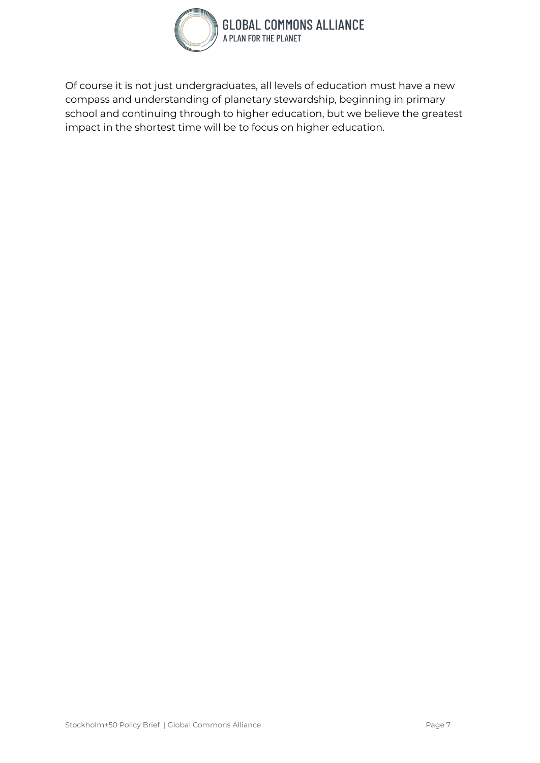Of course it is not just undergraduates, all levels of education must have a new compass and understanding of planetary stewardship, beginning in primary school and continuing through to higher education, but we believe the greatest impact in the shortest time will be to focus on higher education.